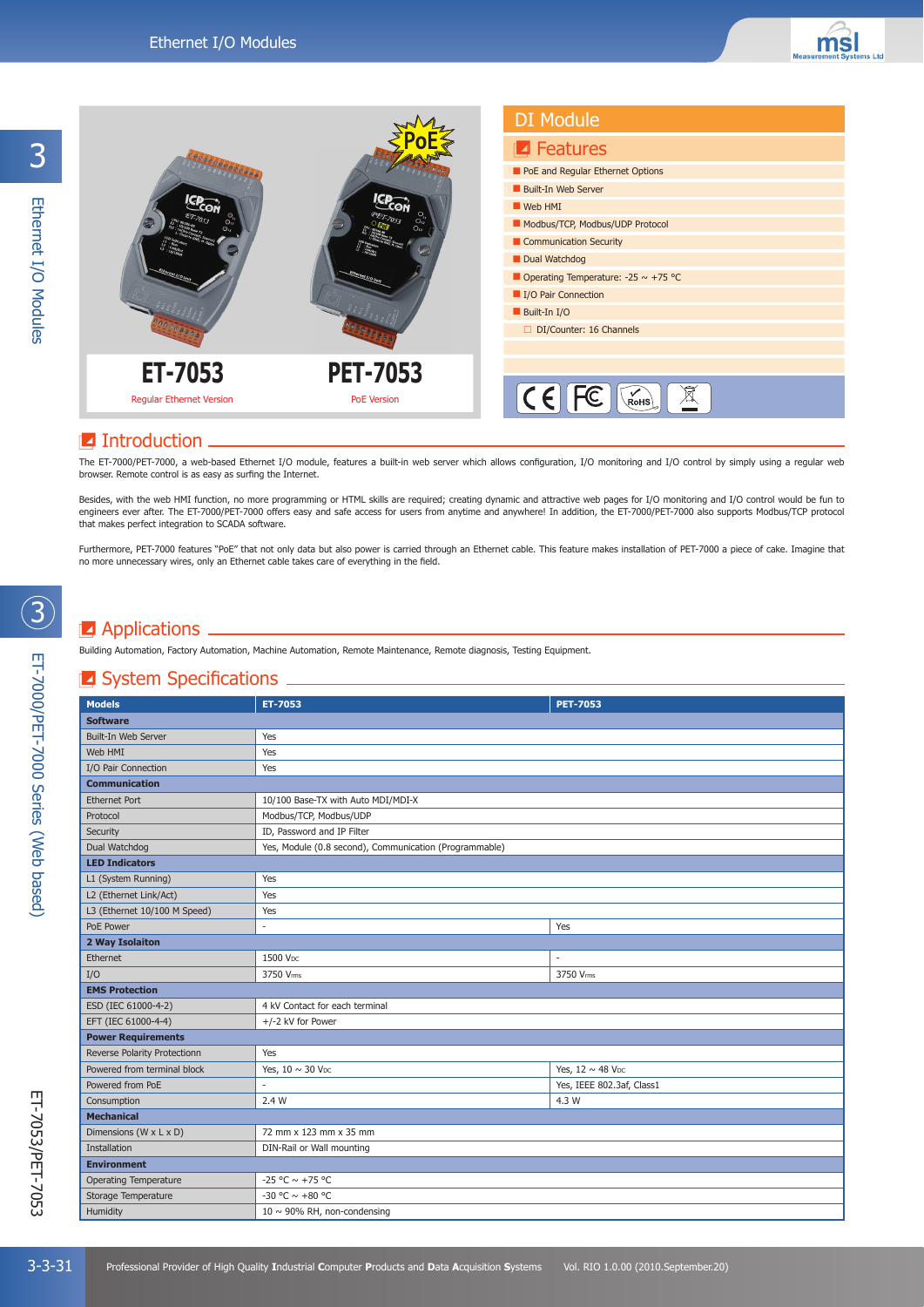# Ethernet I/O Modules

**ET-7053** — Regular Ethernet Version

**PET-7053** — PoE Version

## DI Module

### Features

- PoE and Regular Ethernet Options
- Built-In Web Server
- Web HMI
- Modbus/TCP, Modbus/UDP Protocol
- Communication Security
- Dual Watchdog
- Operating Temperature: -25 ~ +75 °C
- I/O Pair Connection
- Built-In I/O
  - DI/Counter: 16 Channels

## Introduction

The ET-7000/PET-7000, a web-based Ethernet I/O module, features a built-in web server which allows configuration, I/O monitoring and I/O control by simply using a regular web browser. Remote control is as easy as surfing the Internet.

Besides, with the web HMI function, no more programming or HTML skills are required; creating dynamic and attractive web pages for I/O monitoring and I/O control would be fun to engineers ever after. The ET-7000/PET-7000 offers easy and safe access for users from anytime and anywhere! In addition, the ET-7000/PET-7000 also supports Modbus/TCP protocol that makes perfect integration to SCADA software.

Furthermore, PET-7000 features "PoE" that not only data but also power is carried through an Ethernet cable. This feature makes installation of PET-7000 a piece of cake. Imagine that no more unnecessary wires, only an Ethernet cable takes care of everything in the field.

## Applications

Building Automation, Factory Automation, Machine Automation, Remote Maintenance, Remote diagnosis, Testing Equipment.

## System Specifications

| Models | ET-7053 | PET-7053 |
|---|---|---|
| **Software** | | |
| Built-In Web Server | Yes | |
| Web HMI | Yes | |
| I/O Pair Connection | Yes | |
| **Communication** | | |
| Ethernet Port | 10/100 Base-TX with Auto MDI/MDI-X | |
| Protocol | Modbus/TCP, Modbus/UDP | |
| Security | ID, Password and IP Filter | |
| Dual Watchdog | Yes, Module (0.8 second), Communication (Programmable) | |
| **LED Indicators** | | |
| L1 (System Running) | Yes | |
| L2 (Ethernet Link/Act) | Yes | |
| L3 (Ethernet 10/100 M Speed) | Yes | |
| PoE Power | - | Yes |
| **2 Way Isolaiton** | | |
| Ethernet | 1500 VDC | - |
| I/O | 3750 Vrms | 3750 Vrms |
| **EMS Protection** | | |
| ESD (IEC 61000-4-2) | 4 kV Contact for each terminal | |
| EFT (IEC 61000-4-4) | +/-2 kV for Power | |
| **Power Requirements** | | |
| Reverse Polarity Protectionn | Yes | |
| Powered from terminal block | Yes, 10 ~ 30 VDC | Yes, 12 ~ 48 VDC |
| Powered from PoE | - | Yes, IEEE 802.3af, Class1 |
| Consumption | 2.4 W | 4.3 W |
| **Mechanical** | | |
| Dimensions (W x L x D) | 72 mm x 123 mm x 35 mm | |
| Installation | DIN-Rail or Wall mounting | |
| **Environment** | | |
| Operating Temperature | -25 °C ~ +75 °C | |
| Storage Temperature | -30 °C ~ +80 °C | |
| Humidity | 10 ~ 90% RH, non-condensing | |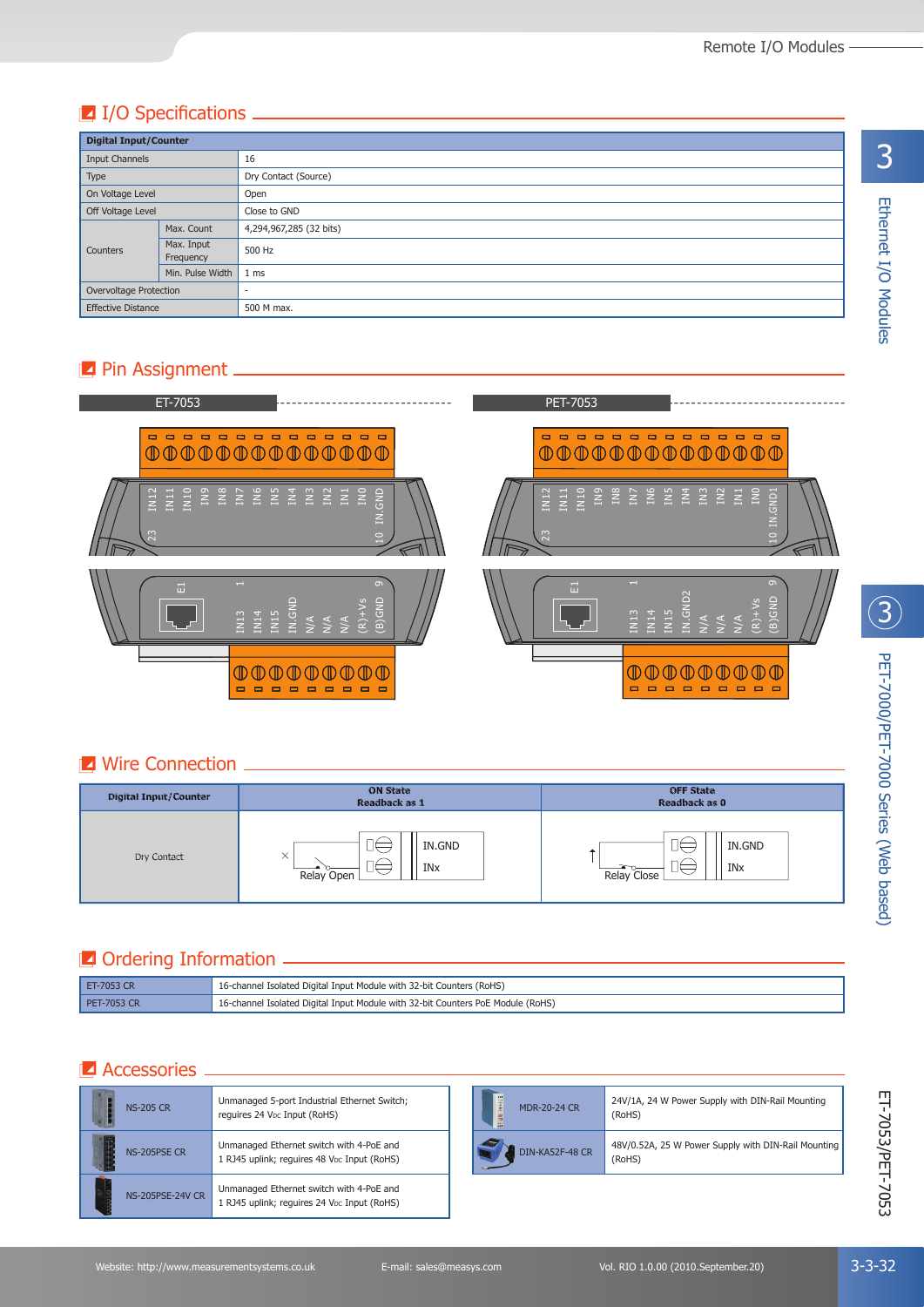## I/O Specifications

| Digital Input/Counter | | |
|---|---|---|
| Input Channels | | 16 |
| Type | | Dry Contact (Source) |
| On Voltage Level | | Open |
| Off Voltage Level | | Close to GND |
| Counters | Max. Count | 4,294,967,285 (32 bits) |
| | Max. Input Frequency | 500 Hz |
| | Min. Pulse Width | 1 ms |
| Overvoltage Protection | | - |
| Effective Distance | | 500 M max. |

## Pin Assignment

ET-7053

23 IN12 IN11 IN10 IN9 IN8 IN7 IN6 IN5 IN4 IN3 IN2 IN1 IN0 IN.GND 10

E1 1 IN13 IN14 IN15 IN.GND N/A N/A N/A (R)+Vs (B)GND 9

PET-7053

23 IN12 IN11 IN10 IN9 IN8 IN7 IN6 IN5 IN4 IN3 IN2 IN1 IN0 IN.GND1 10

E1 1 IN13 IN14 IN15 IN.GND2 N/A N/A N/A (R)+Vs (B)GND 9

## Wire Connection

| Digital Input/Counter | ON State Readback as 1 | OFF State Readback as 0 |
|---|---|---|
| Dry Contact | Relay Open — IN.GND, INx | Relay Close — IN.GND, INx |

## Ordering Information

| | |
|---|---|
| ET-7053 CR | 16-channel Isolated Digital Input Module with 32-bit Counters (RoHS) |
| PET-7053 CR | 16-channel Isolated Digital Input Module with 32-bit Counters PoE Module (RoHS) |

## Accessories

| | |
|---|---|
| NS-205 CR | Unmanaged 5-port Industrial Ethernet Switch; requires 24 $V_{DC}$ Input (RoHS) |
| NS-205PSE CR | Unmanaged Ethernet switch with 4-PoE and 1 RJ45 uplink; requires 48 $V_{DC}$ Input (RoHS) |
| NS-205PSE-24V CR | Unmanaged Ethernet switch with 4-PoE and 1 RJ45 uplink; requires 24 $V_{DC}$ Input (RoHS) |

| | |
|---|---|
| MDR-20-24 CR | 24V/1A, 24 W Power Supply with DIN-Rail Mounting (RoHS) |
| DIN-KA52F-48 CR | 48V/0.52A, 25 W Power Supply with DIN-Rail Mounting (RoHS) |